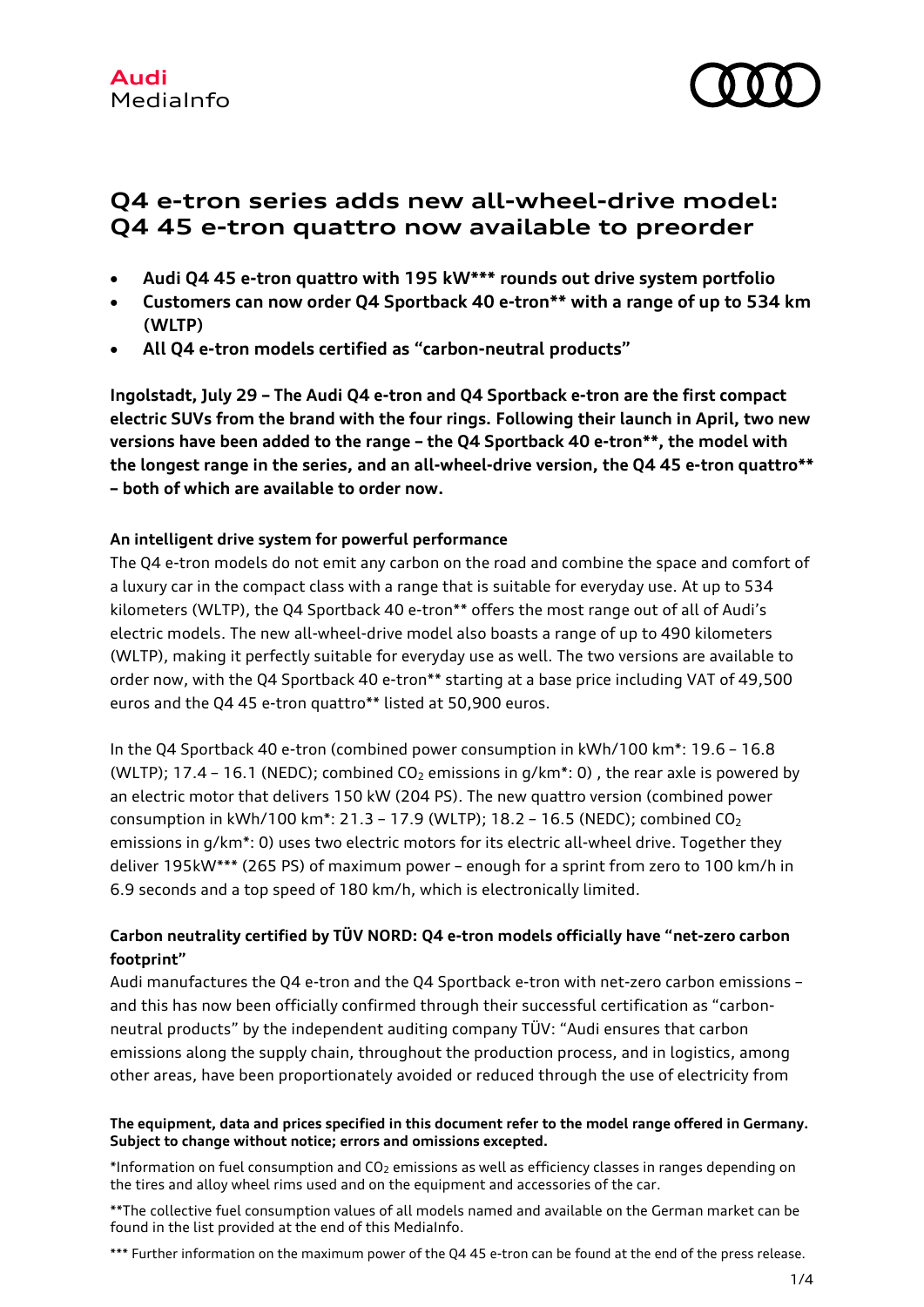Audi MediaInfo

# Q4 e-tron series adds new all-wheel-drive model: Q4 45 e-tron quattro now available to preorder

- **Audi Q4 45 e-tron quattro with 195 kW*** rounds out drive system portfolio**
- **Customers can now order Q4 Sportback 40 e-tron** with a range of up to 534 km (WLTP)**
- **All Q4 e-tron models certified as "carbon-neutral products"**

**Ingolstadt, July 29 – The Audi Q4 e-tron and Q4 Sportback e-tron are the first compact electric SUVs from the brand with the four rings. Following their launch in April, two new versions have been added to the range – the Q4 Sportback 40 e-tron**, the model with the longest range in the series, and an all-wheel-drive version, the Q4 45 e-tron quattro** – both of which are available to order now.**

**An intelligent drive system for powerful performance**

The Q4 e-tron models do not emit any carbon on the road and combine the space and comfort of a luxury car in the compact class with a range that is suitable for everyday use. At up to 534 kilometers (WLTP), the Q4 Sportback 40 e-tron** offers the most range out of all of Audi's electric models. The new all-wheel-drive model also boasts a range of up to 490 kilometers (WLTP), making it perfectly suitable for everyday use as well. The two versions are available to order now, with the Q4 Sportback 40 e-tron** starting at a base price including VAT of 49,500 euros and the Q4 45 e-tron quattro** listed at 50,900 euros.

In the Q4 Sportback 40 e-tron (combined power consumption in kWh/100 km*: 19.6 – 16.8 (WLTP); 17.4 – 16.1 (NEDC); combined $CO_2$ emissions in g/km*: 0) , the rear axle is powered by an electric motor that delivers 150 kW (204 PS). The new quattro version (combined power consumption in kWh/100 km*: 21.3 – 17.9 (WLTP); 18.2 – 16.5 (NEDC); combined $CO_2$ emissions in g/km*: 0) uses two electric motors for its electric all-wheel drive. Together they deliver 195kW*** (265 PS) of maximum power – enough for a sprint from zero to 100 km/h in 6.9 seconds and a top speed of 180 km/h, which is electronically limited.

**Carbon neutrality certified by TÜV NORD: Q4 e-tron models officially have "net-zero carbon footprint"**

Audi manufactures the Q4 e-tron and the Q4 Sportback e-tron with net-zero carbon emissions – and this has now been officially confirmed through their successful certification as "carbon-neutral products" by the independent auditing company TÜV: "Audi ensures that carbon emissions along the supply chain, throughout the production process, and in logistics, among other areas, have been proportionately avoided or reduced through the use of electricity from

**The equipment, data and prices specified in this document refer to the model range offered in Germany. Subject to change without notice; errors and omissions excepted.**

*Information on fuel consumption and $CO_2$ emissions as well as efficiency classes in ranges depending on the tires and alloy wheel rims used and on the equipment and accessories of the car.

**The collective fuel consumption values of all models named and available on the German market can be found in the list provided at the end of this MediaInfo.

*** Further information on the maximum power of the Q4 45 e-tron can be found at the end of the press release.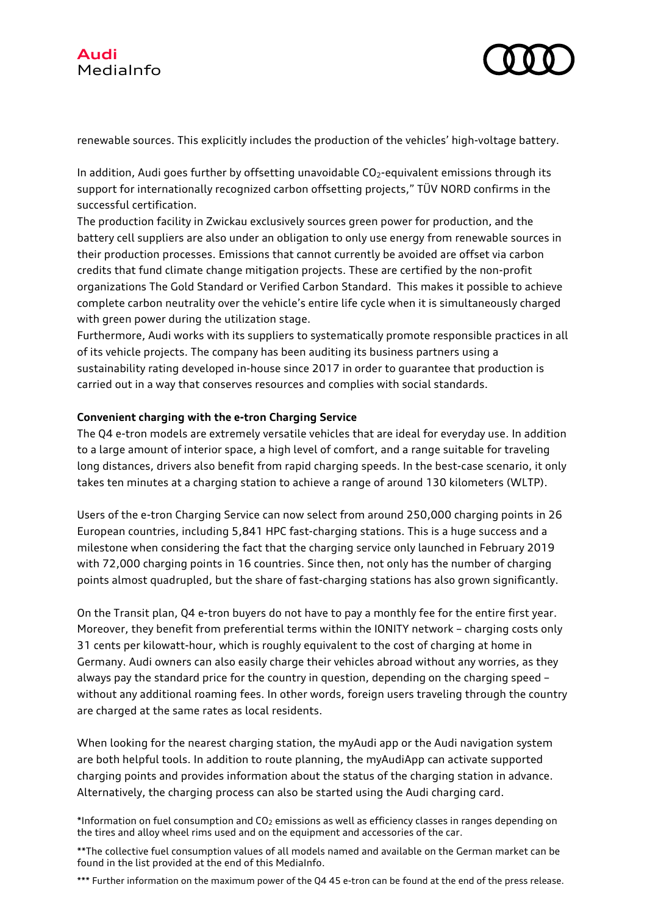renewable sources. This explicitly includes the production of the vehicles' high-voltage battery.

In addition, Audi goes further by offsetting unavoidable $CO_2$-equivalent emissions through its support for internationally recognized carbon offsetting projects," TÜV NORD confirms in the successful certification.
The production facility in Zwickau exclusively sources green power for production, and the battery cell suppliers are also under an obligation to only use energy from renewable sources in their production processes. Emissions that cannot currently be avoided are offset via carbon credits that fund climate change mitigation projects. These are certified by the non-profit organizations The Gold Standard or Verified Carbon Standard. This makes it possible to achieve complete carbon neutrality over the vehicle's entire life cycle when it is simultaneously charged with green power during the utilization stage.
Furthermore, Audi works with its suppliers to systematically promote responsible practices in all of its vehicle projects. The company has been auditing its business partners using a sustainability rating developed in-house since 2017 in order to guarantee that production is carried out in a way that conserves resources and complies with social standards.

**Convenient charging with the e-tron Charging Service**

The Q4 e-tron models are extremely versatile vehicles that are ideal for everyday use. In addition to a large amount of interior space, a high level of comfort, and a range suitable for traveling long distances, drivers also benefit from rapid charging speeds. In the best-case scenario, it only takes ten minutes at a charging station to achieve a range of around 130 kilometers (WLTP).

Users of the e-tron Charging Service can now select from around 250,000 charging points in 26 European countries, including 5,841 HPC fast-charging stations. This is a huge success and a milestone when considering the fact that the charging service only launched in February 2019 with 72,000 charging points in 16 countries. Since then, not only has the number of charging points almost quadrupled, but the share of fast-charging stations has also grown significantly.

On the Transit plan, Q4 e-tron buyers do not have to pay a monthly fee for the entire first year. Moreover, they benefit from preferential terms within the IONITY network – charging costs only 31 cents per kilowatt-hour, which is roughly equivalent to the cost of charging at home in Germany. Audi owners can also easily charge their vehicles abroad without any worries, as they always pay the standard price for the country in question, depending on the charging speed – without any additional roaming fees. In other words, foreign users traveling through the country are charged at the same rates as local residents.

When looking for the nearest charging station, the myAudi app or the Audi navigation system are both helpful tools. In addition to route planning, the myAudiApp can activate supported charging points and provides information about the status of the charging station in advance. Alternatively, the charging process can also be started using the Audi charging card.

*Information on fuel consumption and $CO_2$ emissions as well as efficiency classes in ranges depending on the tires and alloy wheel rims used and on the equipment and accessories of the car.

**The collective fuel consumption values of all models named and available on the German market can be found in the list provided at the end of this MediaInfo.

*** Further information on the maximum power of the Q4 45 e-tron can be found at the end of the press release.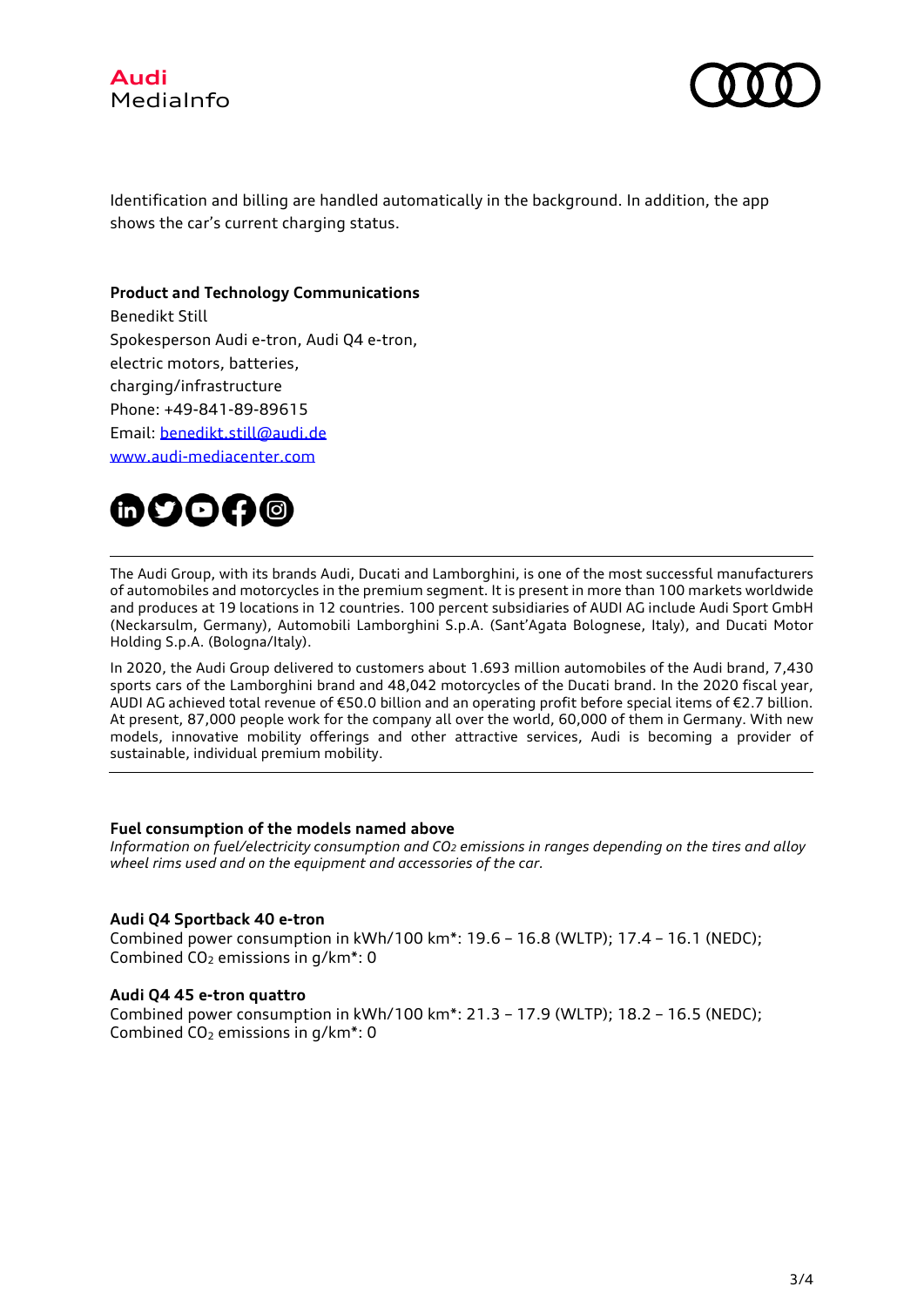Identification and billing are handled automatically in the background. In addition, the app shows the car's current charging status.

**Product and Technology Communications**
Benedikt Still
Spokesperson Audi e-tron, Audi Q4 e-tron,
electric motors, batteries,
charging/infrastructure
Phone: +49-841-89-89615
Email: benedikt.still@audi.de
www.audi-mediacenter.com

---

The Audi Group, with its brands Audi, Ducati and Lamborghini, is one of the most successful manufacturers of automobiles and motorcycles in the premium segment. It is present in more than 100 markets worldwide and produces at 19 locations in 12 countries. 100 percent subsidiaries of AUDI AG include Audi Sport GmbH (Neckarsulm, Germany), Automobili Lamborghini S.p.A. (Sant'Agata Bolognese, Italy), and Ducati Motor Holding S.p.A. (Bologna/Italy).

In 2020, the Audi Group delivered to customers about 1.693 million automobiles of the Audi brand, 7,430 sports cars of the Lamborghini brand and 48,042 motorcycles of the Ducati brand. In the 2020 fiscal year, AUDI AG achieved total revenue of €50.0 billion and an operating profit before special items of €2.7 billion. At present, 87,000 people work for the company all over the world, 60,000 of them in Germany. With new models, innovative mobility offerings and other attractive services, Audi is becoming a provider of sustainable, individual premium mobility.

---

**Fuel consumption of the models named above**
*Information on fuel/electricity consumption and $CO_2$ emissions in ranges depending on the tires and alloy wheel rims used and on the equipment and accessories of the car.*

**Audi Q4 Sportback 40 e-tron**
Combined power consumption in kWh/100 km*: 19.6 – 16.8 (WLTP); 17.4 – 16.1 (NEDC);
Combined $CO_2$ emissions in g/km*: 0

**Audi Q4 45 e-tron quattro**
Combined power consumption in kWh/100 km*: 21.3 – 17.9 (WLTP); 18.2 – 16.5 (NEDC);
Combined $CO_2$ emissions in g/km*: 0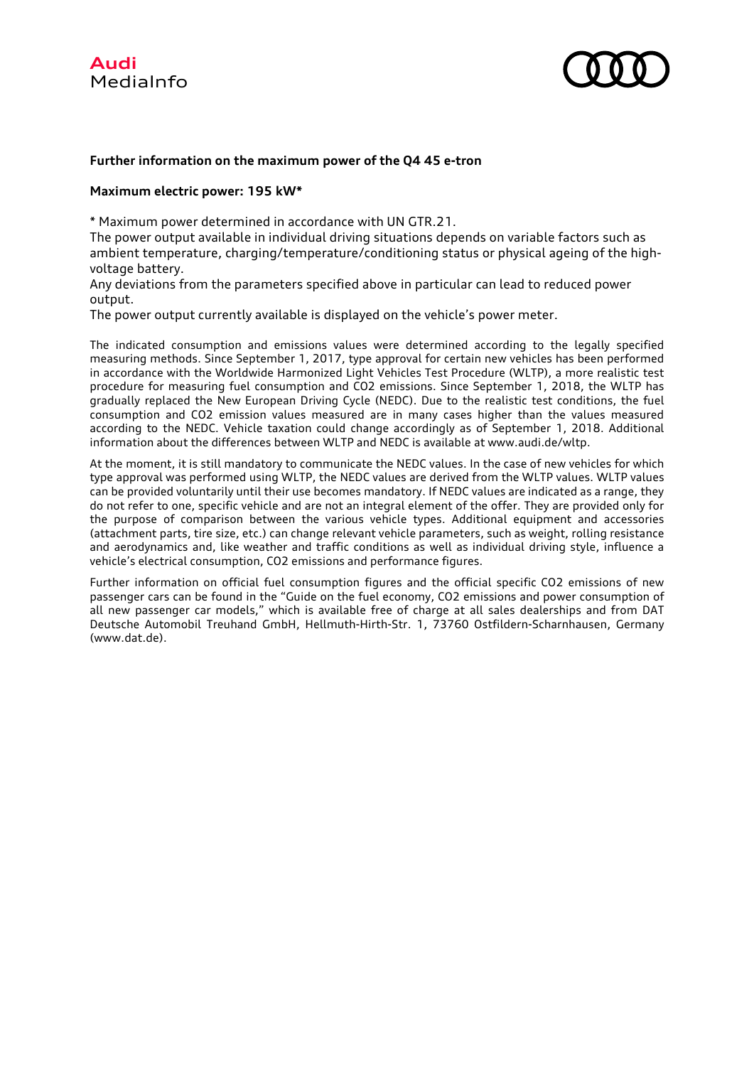**Further information on the maximum power of the Q4 45 e-tron**

**Maximum electric power: 195 kW***

* Maximum power determined in accordance with UN GTR.21.
The power output available in individual driving situations depends on variable factors such as ambient temperature, charging/temperature/conditioning status or physical ageing of the high-voltage battery.
Any deviations from the parameters specified above in particular can lead to reduced power output.
The power output currently available is displayed on the vehicle's power meter.

The indicated consumption and emissions values were determined according to the legally specified measuring methods. Since September 1, 2017, type approval for certain new vehicles has been performed in accordance with the Worldwide Harmonized Light Vehicles Test Procedure (WLTP), a more realistic test procedure for measuring fuel consumption and $CO_2$ emissions. Since September 1, 2018, the WLTP has gradually replaced the New European Driving Cycle (NEDC). Due to the realistic test conditions, the fuel consumption and $CO_2$ emission values measured are in many cases higher than the values measured according to the NEDC. Vehicle taxation could change accordingly as of September 1, 2018. Additional information about the differences between WLTP and NEDC is available at www.audi.de/wltp.

At the moment, it is still mandatory to communicate the NEDC values. In the case of new vehicles for which type approval was performed using WLTP, the NEDC values are derived from the WLTP values. WLTP values can be provided voluntarily until their use becomes mandatory. If NEDC values are indicated as a range, they do not refer to one, specific vehicle and are not an integral element of the offer. They are provided only for the purpose of comparison between the various vehicle types. Additional equipment and accessories (attachment parts, tire size, etc.) can change relevant vehicle parameters, such as weight, rolling resistance and aerodynamics and, like weather and traffic conditions as well as individual driving style, influence a vehicle's electrical consumption, $CO_2$ emissions and performance figures.

Further information on official fuel consumption figures and the official specific $CO_2$ emissions of new passenger cars can be found in the "Guide on the fuel economy, $CO_2$ emissions and power consumption of all new passenger car models," which is available free of charge at all sales dealerships and from DAT Deutsche Automobil Treuhand GmbH, Hellmuth-Hirth-Str. 1, 73760 Ostfildern-Scharnhausen, Germany (www.dat.de).